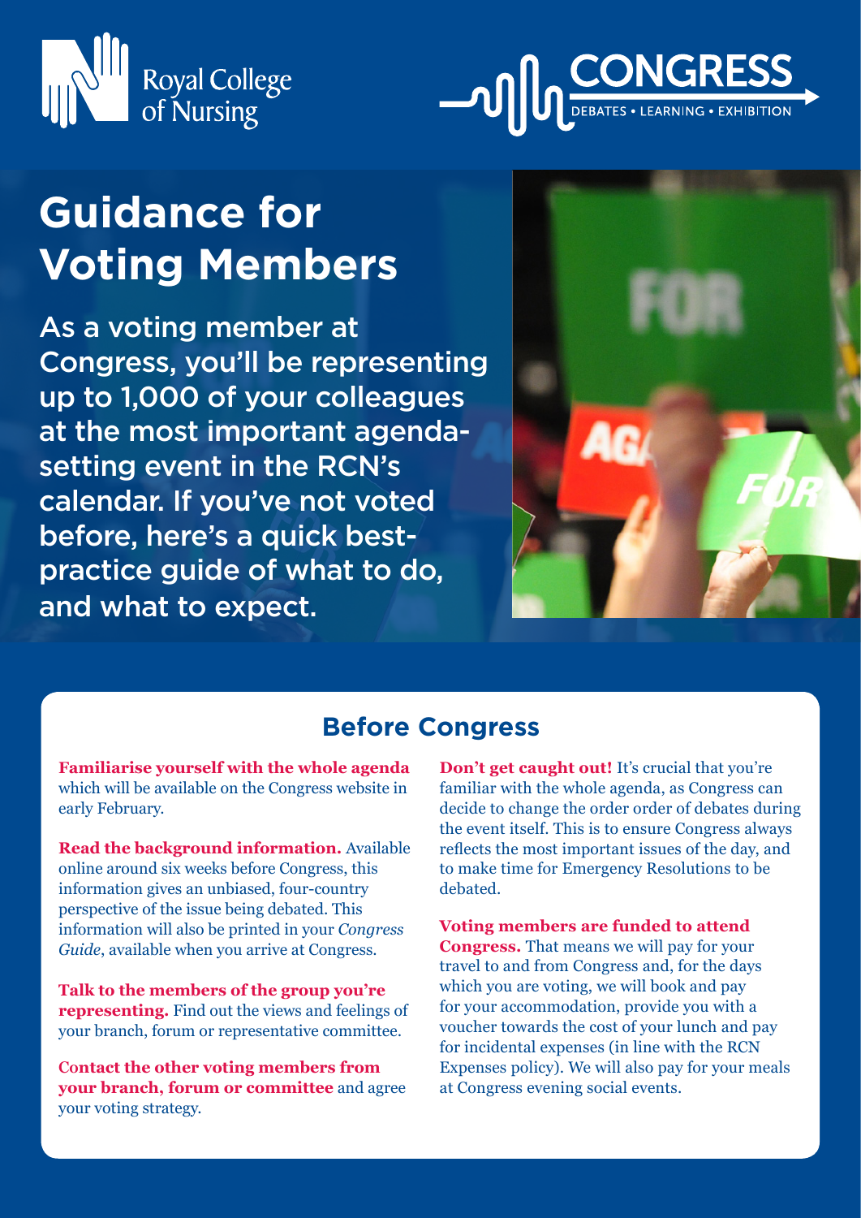Royal College of Nursing

CONGRESS
DEBATES • LEARNING • EXHIBITION

# Guidance for Voting Members

As a voting member at Congress, you'll be representing up to 1,000 of your colleagues at the most important agenda-setting event in the RCN's calendar. If you've not voted before, here's a quick best-practice guide of what to do, and what to expect.

## Before Congress

**Familiarise yourself with the whole agenda** which will be available on the Congress website in early February.

**Read the background information.** Available online around six weeks before Congress, this information gives an unbiased, four-country perspective of the issue being debated. This information will also be printed in your *Congress Guide*, available when you arrive at Congress.

**Talk to the members of the group you're representing.** Find out the views and feelings of your branch, forum or representative committee.

**Contact the other voting members from your branch, forum or committee** and agree your voting strategy.

**Don't get caught out!** It's crucial that you're familiar with the whole agenda, as Congress can decide to change the order order of debates during the event itself. This is to ensure Congress always reflects the most important issues of the day, and to make time for Emergency Resolutions to be debated.

**Voting members are funded to attend Congress.** That means we will pay for your travel to and from Congress and, for the days which you are voting, we will book and pay for your accommodation, provide you with a voucher towards the cost of your lunch and pay for incidental expenses (in line with the RCN Expenses policy). We will also pay for your meals at Congress evening social events.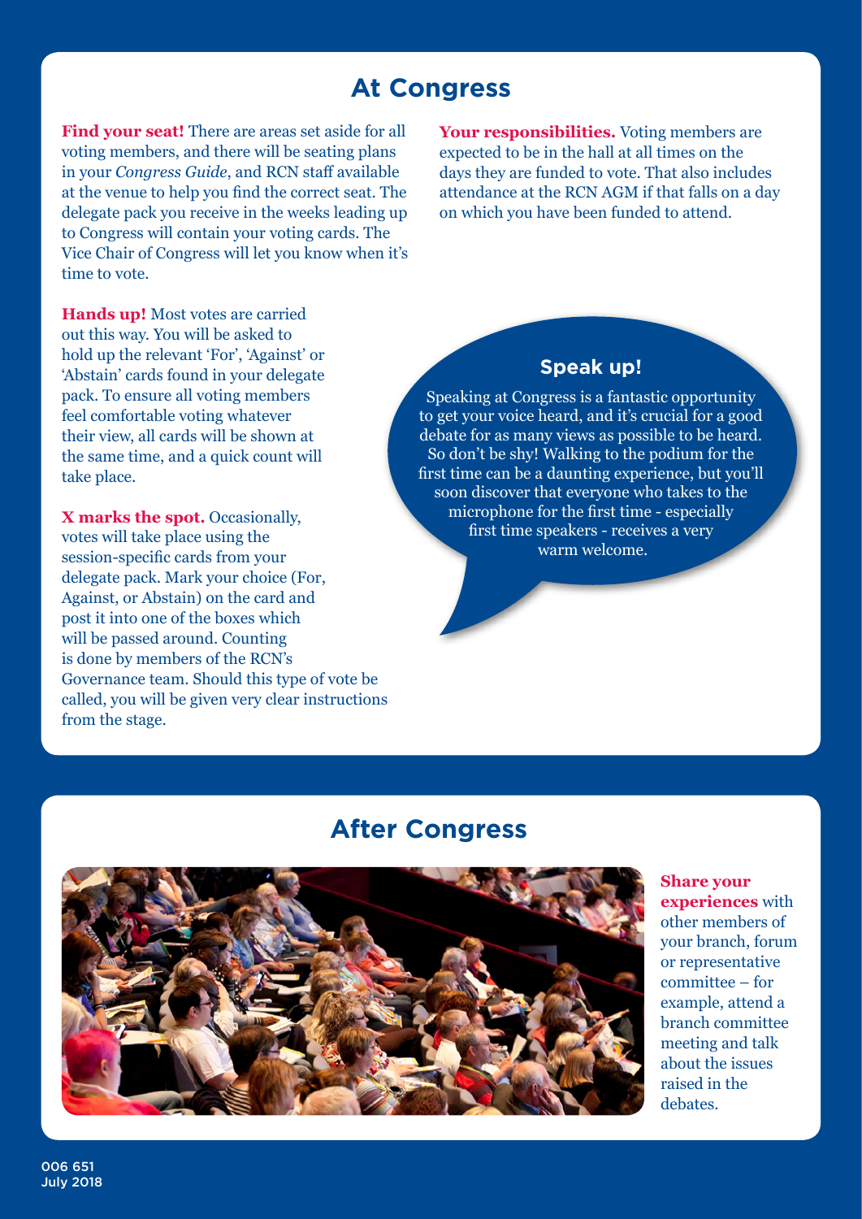## At Congress

**Find your seat!** There are areas set aside for all voting members, and there will be seating plans in your *Congress Guide*, and RCN staff available at the venue to help you find the correct seat. The delegate pack you receive in the weeks leading up to Congress will contain your voting cards. The Vice Chair of Congress will let you know when it's time to vote.

**Hands up!** Most votes are carried out this way. You will be asked to hold up the relevant 'For', 'Against' or 'Abstain' cards found in your delegate pack. To ensure all voting members feel comfortable voting whatever their view, all cards will be shown at the same time, and a quick count will take place.

**X marks the spot.** Occasionally, votes will take place using the session-specific cards from your delegate pack. Mark your choice (For, Against, or Abstain) on the card and post it into one of the boxes which will be passed around. Counting is done by members of the RCN's Governance team. Should this type of vote be called, you will be given very clear instructions from the stage.

**Your responsibilities.** Voting members are expected to be in the hall at all times on the days they are funded to vote. That also includes attendance at the RCN AGM if that falls on a day on which you have been funded to attend.

### Speak up!

Speaking at Congress is a fantastic opportunity to get your voice heard, and it's crucial for a good debate for as many views as possible to be heard. So don't be shy! Walking to the podium for the first time can be a daunting experience, but you'll soon discover that everyone who takes to the microphone for the first time - especially first time speakers - receives a very warm welcome.

## After Congress

**Share your experiences** with other members of your branch, forum or representative committee – for example, attend a branch committee meeting and talk about the issues raised in the debates.

006 651
July 2018